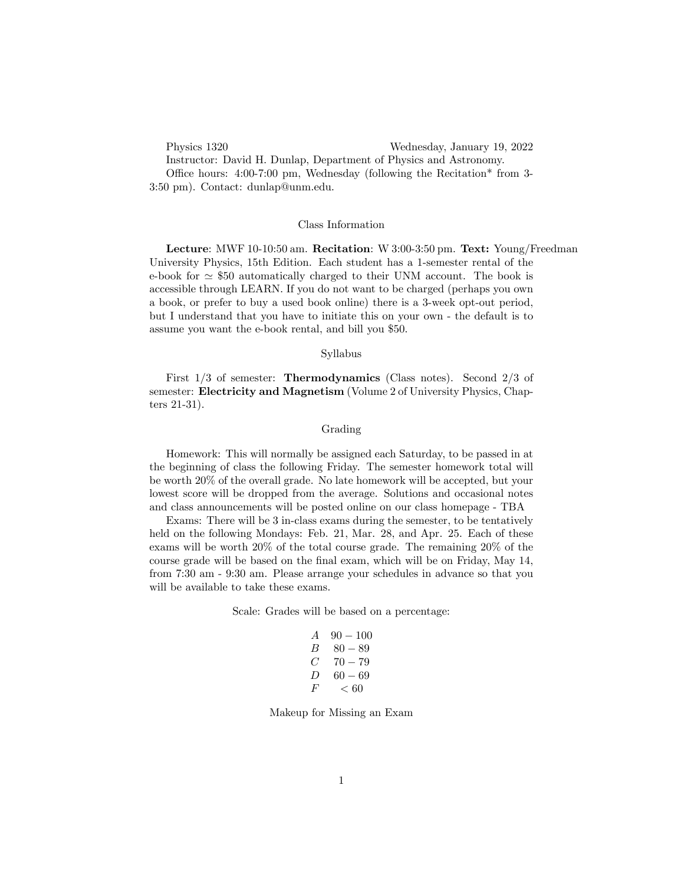Physics 1320 Wednesday, January 19, 2022

Instructor: David H. Dunlap, Department of Physics and Astronomy.

Office hours: 4:00-7:00 pm, Wednesday (following the Recitation* from 3-3:50 pm). Contact: dunlap@unm.edu.

## Class Information

**Lecture**: MWF 10-10:50 am. **Recitation**: W 3:00-3:50 pm. **Text:** Young/Freedman University Physics, 15th Edition. Each student has a 1-semester rental of the e-book for $\simeq$ \$50 automatically charged to their UNM account. The book is accessible through LEARN. If you do not want to be charged (perhaps you own a book, or prefer to buy a used book online) there is a 3-week opt-out period, but I understand that you have to initiate this on your own - the default is to assume you want the e-book rental, and bill you \$50.

## Syllabus

First 1/3 of semester: **Thermodynamics** (Class notes). Second 2/3 of semester: **Electricity and Magnetism** (Volume 2 of University Physics, Chapters 21-31).

## Grading

Homework: This will normally be assigned each Saturday, to be passed in at the beginning of class the following Friday. The semester homework total will be worth 20% of the overall grade. No late homework will be accepted, but your lowest score will be dropped from the average. Solutions and occasional notes and class announcements will be posted online on our class homepage - TBA

Exams: There will be 3 in-class exams during the semester, to be tentatively held on the following Mondays: Feb. 21, Mar. 28, and Apr. 25. Each of these exams will be worth 20% of the total course grade. The remaining 20% of the course grade will be based on the final exam, which will be on Friday, May 14, from 7:30 am - 9:30 am. Please arrange your schedules in advance so that you will be available to take these exams.

Scale: Grades will be based on a percentage:

| Grade | Percentage |
|---|---|
| $A$ | $90 - 100$ |
| $B$ | $80 - 89$ |
| $C$ | $70 - 79$ |
| $D$ | $60 - 69$ |
| $F$ | $< 60$ |

## Makeup for Missing an Exam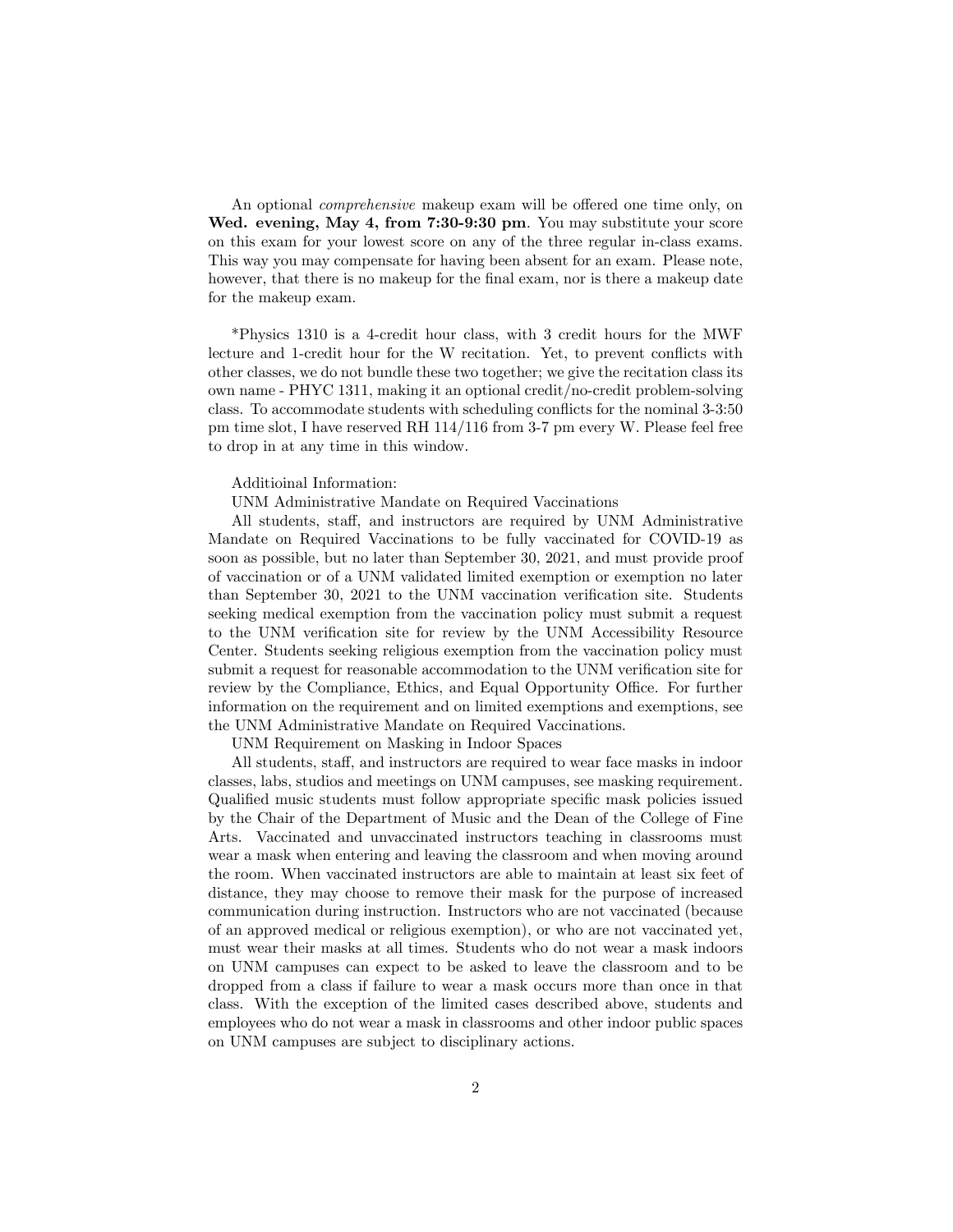An optional *comprehensive* makeup exam will be offered one time only, on **Wed. evening, May 4, from 7:30-9:30 pm**. You may substitute your score on this exam for your lowest score on any of the three regular in-class exams. This way you may compensate for having been absent for an exam. Please note, however, that there is no makeup for the final exam, nor is there a makeup date for the makeup exam.

*Physics 1310 is a 4-credit hour class, with 3 credit hours for the MWF lecture and 1-credit hour for the W recitation. Yet, to prevent conflicts with other classes, we do not bundle these two together; we give the recitation class its own name - PHYC 1311, making it an optional credit/no-credit problem-solving class. To accommodate students with scheduling conflicts for the nominal 3-3:50 pm time slot, I have reserved RH 114/116 from 3-7 pm every W. Please feel free to drop in at any time in this window.

Additioinal Information:

UNM Administrative Mandate on Required Vaccinations

All students, staff, and instructors are required by UNM Administrative Mandate on Required Vaccinations to be fully vaccinated for COVID-19 as soon as possible, but no later than September 30, 2021, and must provide proof of vaccination or of a UNM validated limited exemption or exemption no later than September 30, 2021 to the UNM vaccination verification site. Students seeking medical exemption from the vaccination policy must submit a request to the UNM verification site for review by the UNM Accessibility Resource Center. Students seeking religious exemption from the vaccination policy must submit a request for reasonable accommodation to the UNM verification site for review by the Compliance, Ethics, and Equal Opportunity Office. For further information on the requirement and on limited exemptions and exemptions, see the UNM Administrative Mandate on Required Vaccinations.

UNM Requirement on Masking in Indoor Spaces

All students, staff, and instructors are required to wear face masks in indoor classes, labs, studios and meetings on UNM campuses, see masking requirement. Qualified music students must follow appropriate specific mask policies issued by the Chair of the Department of Music and the Dean of the College of Fine Arts. Vaccinated and unvaccinated instructors teaching in classrooms must wear a mask when entering and leaving the classroom and when moving around the room. When vaccinated instructors are able to maintain at least six feet of distance, they may choose to remove their mask for the purpose of increased communication during instruction. Instructors who are not vaccinated (because of an approved medical or religious exemption), or who are not vaccinated yet, must wear their masks at all times. Students who do not wear a mask indoors on UNM campuses can expect to be asked to leave the classroom and to be dropped from a class if failure to wear a mask occurs more than once in that class. With the exception of the limited cases described above, students and employees who do not wear a mask in classrooms and other indoor public spaces on UNM campuses are subject to disciplinary actions.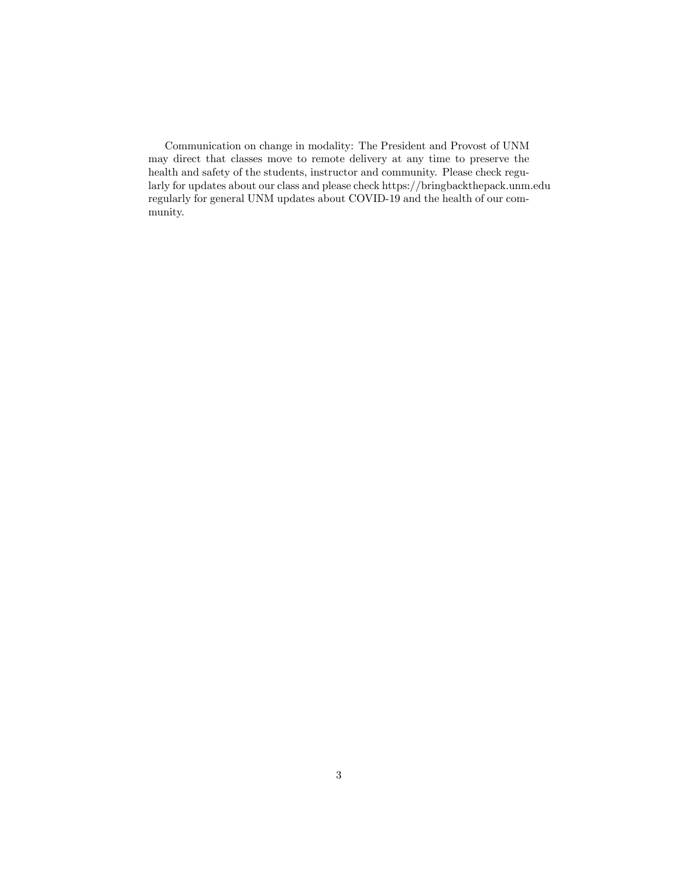Communication on change in modality: The President and Provost of UNM may direct that classes move to remote delivery at any time to preserve the health and safety of the students, instructor and community. Please check regularly for updates about our class and please check https://bringbackthepack.unm.edu regularly for general UNM updates about COVID-19 and the health of our community.